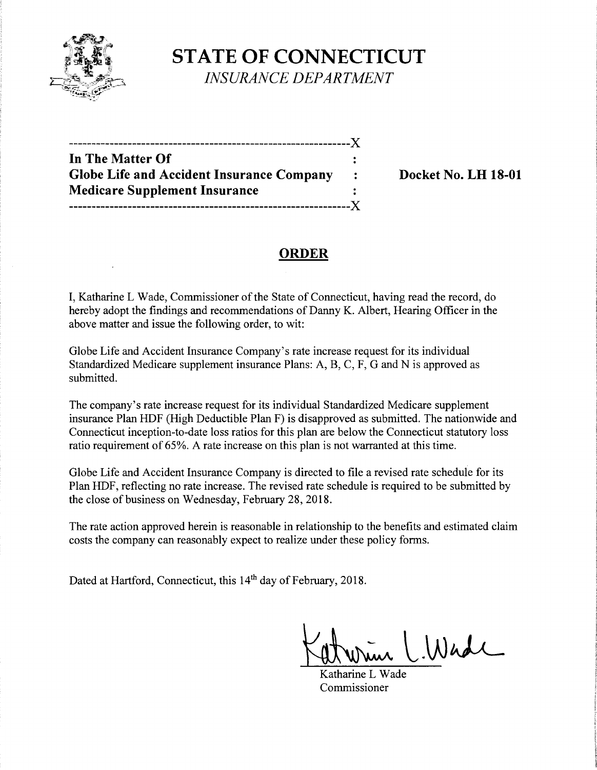# STATE OF CONNECTICUT

*INSURANCE DEPARTMENT*

---

**In The Matter Of**
**Globe Life and Accident Insurance Company** :
**Medicare Supplement Insurance**

**Docket No. LH 18-01**

---

## ORDER

I, Katharine L Wade, Commissioner of the State of Connecticut, having read the record, do hereby adopt the findings and recommendations of Danny K. Albert, Hearing Officer in the above matter and issue the following order, to wit:

Globe Life and Accident Insurance Company's rate increase request for its individual Standardized Medicare supplement insurance Plans: A, B, C, F, G and N is approved as submitted.

The company's rate increase request for its individual Standardized Medicare supplement insurance Plan HDF (High Deductible Plan F) is disapproved as submitted. The nationwide and Connecticut inception-to-date loss ratios for this plan are below the Connecticut statutory loss ratio requirement of 65%. A rate increase on this plan is not warranted at this time.

Globe Life and Accident Insurance Company is directed to file a revised rate schedule for its Plan HDF, reflecting no rate increase. The revised rate schedule is required to be submitted by the close of business on Wednesday, February 28, 2018.

The rate action approved herein is reasonable in relationship to the benefits and estimated claim costs the company can reasonably expect to realize under these policy forms.

Dated at Hartford, Connecticut, this 14th day of February, 2018.

Katharine L Wade
Commissioner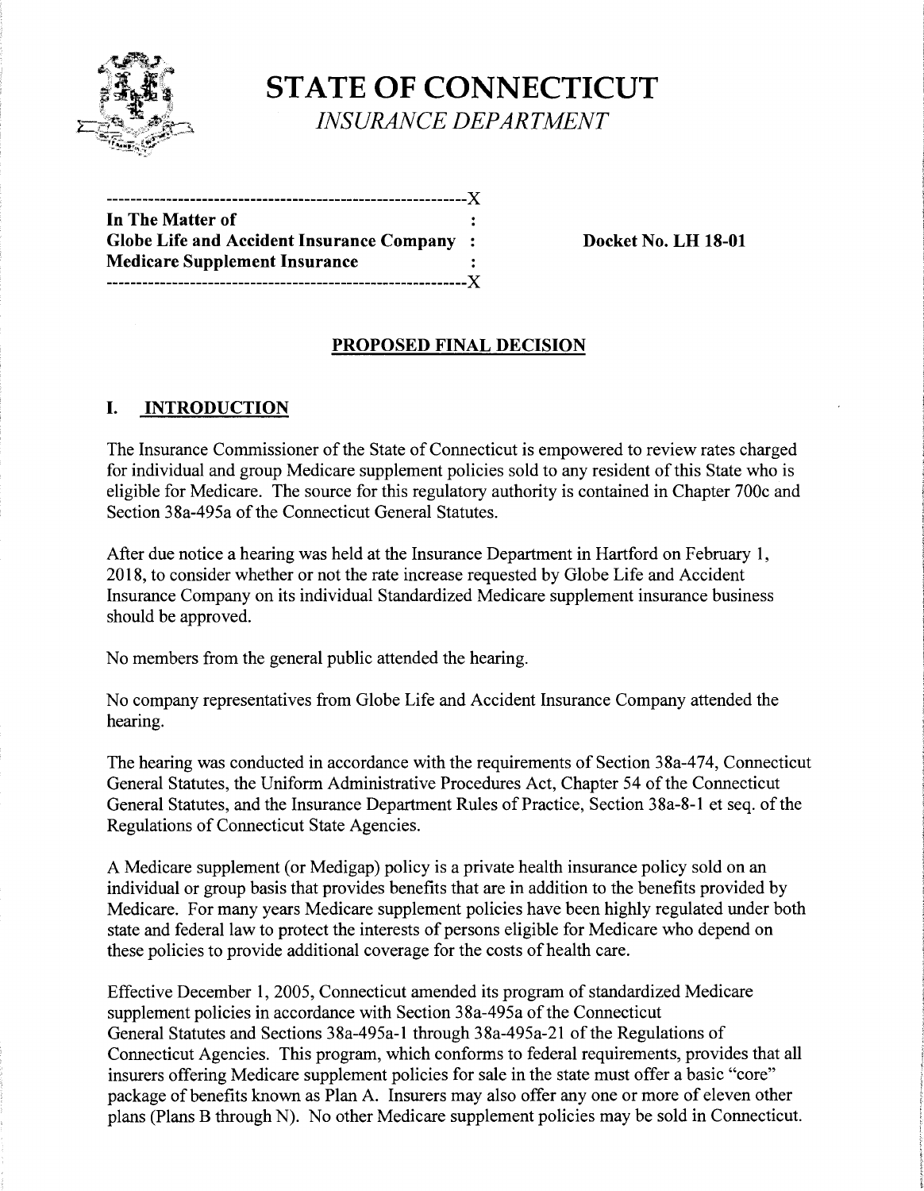# STATE OF CONNECTICUT

*INSURANCE DEPARTMENT*

```
-----------------------------------------------------------X
In The Matter of                                           :
Globe Life and Accident Insurance Company                  :
Medicare Supplement Insurance                              :
-----------------------------------------------------------X
```

**In The Matter of**
**Globe Life and Accident Insurance Company**
**Medicare Supplement Insurance**

**Docket No. LH 18-01**

## PROPOSED FINAL DECISION

## I. INTRODUCTION

The Insurance Commissioner of the State of Connecticut is empowered to review rates charged for individual and group Medicare supplement policies sold to any resident of this State who is eligible for Medicare. The source for this regulatory authority is contained in Chapter 700c and Section 38a-495a of the Connecticut General Statutes.

After due notice a hearing was held at the Insurance Department in Hartford on February 1, 2018, to consider whether or not the rate increase requested by Globe Life and Accident Insurance Company on its individual Standardized Medicare supplement insurance business should be approved.

No members from the general public attended the hearing.

No company representatives from Globe Life and Accident Insurance Company attended the hearing.

The hearing was conducted in accordance with the requirements of Section 38a-474, Connecticut General Statutes, the Uniform Administrative Procedures Act, Chapter 54 of the Connecticut General Statutes, and the Insurance Department Rules of Practice, Section 38a-8-1 et seq. of the Regulations of Connecticut State Agencies.

A Medicare supplement (or Medigap) policy is a private health insurance policy sold on an individual or group basis that provides benefits that are in addition to the benefits provided by Medicare. For many years Medicare supplement policies have been highly regulated under both state and federal law to protect the interests of persons eligible for Medicare who depend on these policies to provide additional coverage for the costs of health care.

Effective December 1, 2005, Connecticut amended its program of standardized Medicare supplement policies in accordance with Section 38a-495a of the Connecticut General Statutes and Sections 38a-495a-1 through 38a-495a-21 of the Regulations of Connecticut Agencies. This program, which conforms to federal requirements, provides that all insurers offering Medicare supplement policies for sale in the state must offer a basic "core" package of benefits known as Plan A. Insurers may also offer any one or more of eleven other plans (Plans B through N). No other Medicare supplement policies may be sold in Connecticut.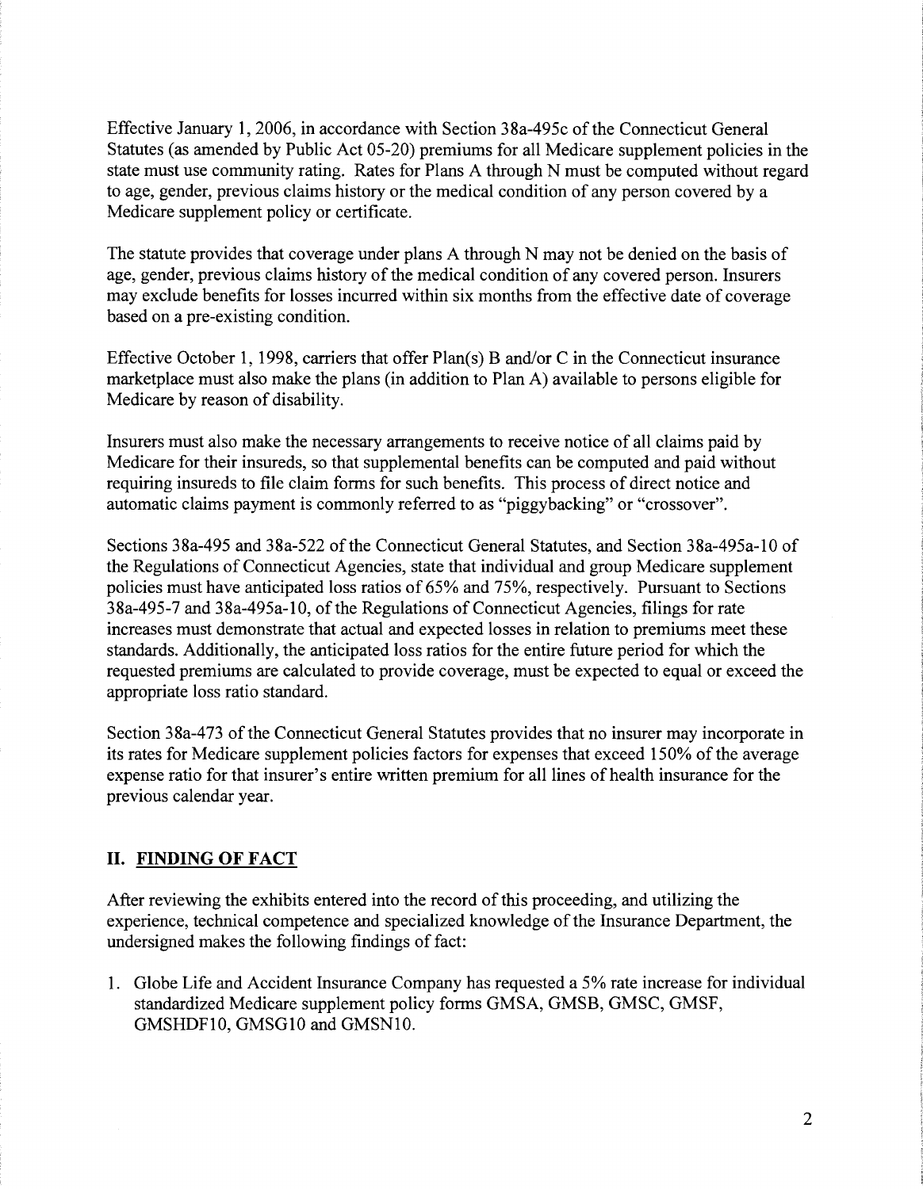Effective January 1, 2006, in accordance with Section 38a-495c of the Connecticut General Statutes (as amended by Public Act 05-20) premiums for all Medicare supplement policies in the state must use community rating. Rates for Plans A through N must be computed without regard to age, gender, previous claims history or the medical condition of any person covered by a Medicare supplement policy or certificate.

The statute provides that coverage under plans A through N may not be denied on the basis of age, gender, previous claims history of the medical condition of any covered person. Insurers may exclude benefits for losses incurred within six months from the effective date of coverage based on a pre-existing condition.

Effective October 1, 1998, carriers that offer Plan(s) B and/or C in the Connecticut insurance marketplace must also make the plans (in addition to Plan A) available to persons eligible for Medicare by reason of disability.

Insurers must also make the necessary arrangements to receive notice of all claims paid by Medicare for their insureds, so that supplemental benefits can be computed and paid without requiring insureds to file claim forms for such benefits. This process of direct notice and automatic claims payment is commonly referred to as "piggybacking" or "crossover".

Sections 38a-495 and 38a-522 of the Connecticut General Statutes, and Section 38a-495a-10 of the Regulations of Connecticut Agencies, state that individual and group Medicare supplement policies must have anticipated loss ratios of 65% and 75%, respectively. Pursuant to Sections 38a-495-7 and 38a-495a-10, of the Regulations of Connecticut Agencies, filings for rate increases must demonstrate that actual and expected losses in relation to premiums meet these standards. Additionally, the anticipated loss ratios for the entire future period for which the requested premiums are calculated to provide coverage, must be expected to equal or exceed the appropriate loss ratio standard.

Section 38a-473 of the Connecticut General Statutes provides that no insurer may incorporate in its rates for Medicare supplement policies factors for expenses that exceed 150% of the average expense ratio for that insurer's entire written premium for all lines of health insurance for the previous calendar year.

## II. FINDING OF FACT

After reviewing the exhibits entered into the record of this proceeding, and utilizing the experience, technical competence and specialized knowledge of the Insurance Department, the undersigned makes the following findings of fact:

1. Globe Life and Accident Insurance Company has requested a 5% rate increase for individual standardized Medicare supplement policy forms GMSA, GMSB, GMSC, GMSF, GMSHDF10, GMSG10 and GMSN10.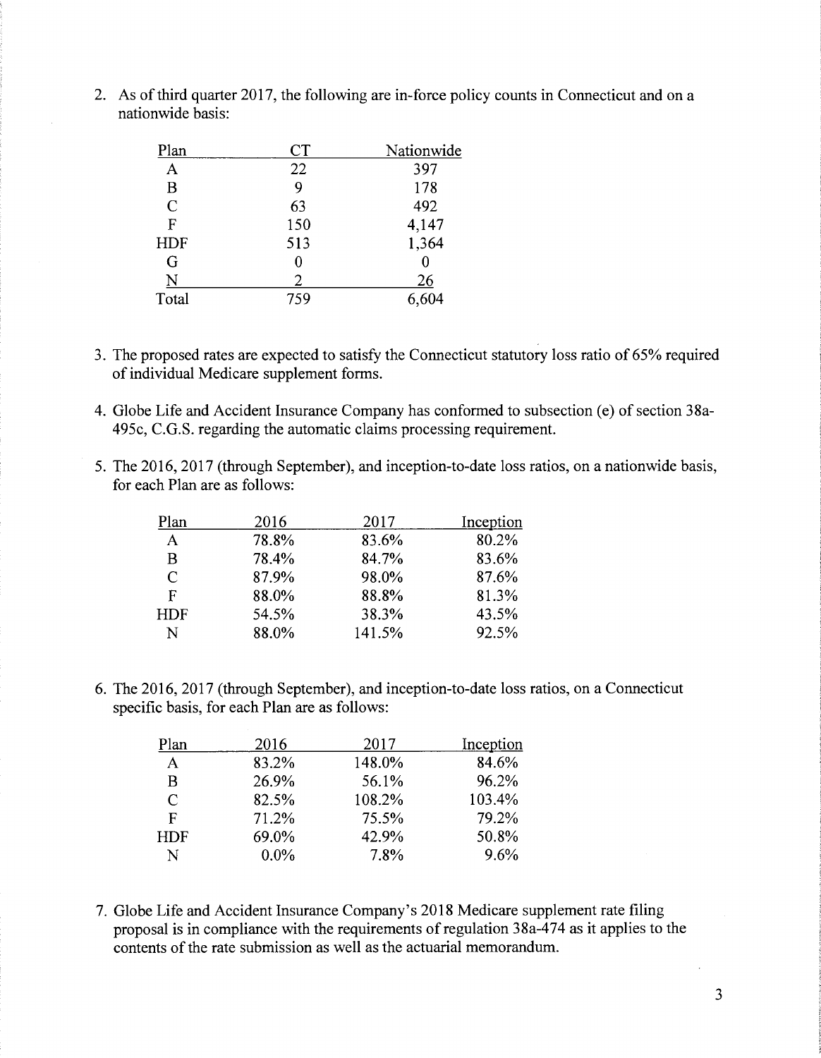2. As of third quarter 2017, the following are in-force policy counts in Connecticut and on a nationwide basis:

| Plan | CT | Nationwide |
|---|---|---|
| A | 22 | 397 |
| B | 9 | 178 |
| C | 63 | 492 |
| F | 150 | 4,147 |
| HDF | 513 | 1,364 |
| G | 0 | 0 |
| N | 2 | 26 |
| Total | 759 | 6,604 |

3. The proposed rates are expected to satisfy the Connecticut statutory loss ratio of 65% required of individual Medicare supplement forms.

4. Globe Life and Accident Insurance Company has conformed to subsection (e) of section 38a-495c, C.G.S. regarding the automatic claims processing requirement.

5. The 2016, 2017 (through September), and inception-to-date loss ratios, on a nationwide basis, for each Plan are as follows:

| Plan | 2016 | 2017 | Inception |
|---|---|---|---|
| A | 78.8% | 83.6% | 80.2% |
| B | 78.4% | 84.7% | 83.6% |
| C | 87.9% | 98.0% | 87.6% |
| F | 88.0% | 88.8% | 81.3% |
| HDF | 54.5% | 38.3% | 43.5% |
| N | 88.0% | 141.5% | 92.5% |

6. The 2016, 2017 (through September), and inception-to-date loss ratios, on a Connecticut specific basis, for each Plan are as follows:

| Plan | 2016 | 2017 | Inception |
|---|---|---|---|
| A | 83.2% | 148.0% | 84.6% |
| B | 26.9% | 56.1% | 96.2% |
| C | 82.5% | 108.2% | 103.4% |
| F | 71.2% | 75.5% | 79.2% |
| HDF | 69.0% | 42.9% | 50.8% |
| N | 0.0% | 7.8% | 9.6% |

7. Globe Life and Accident Insurance Company's 2018 Medicare supplement rate filing proposal is in compliance with the requirements of regulation 38a-474 as it applies to the contents of the rate submission as well as the actuarial memorandum.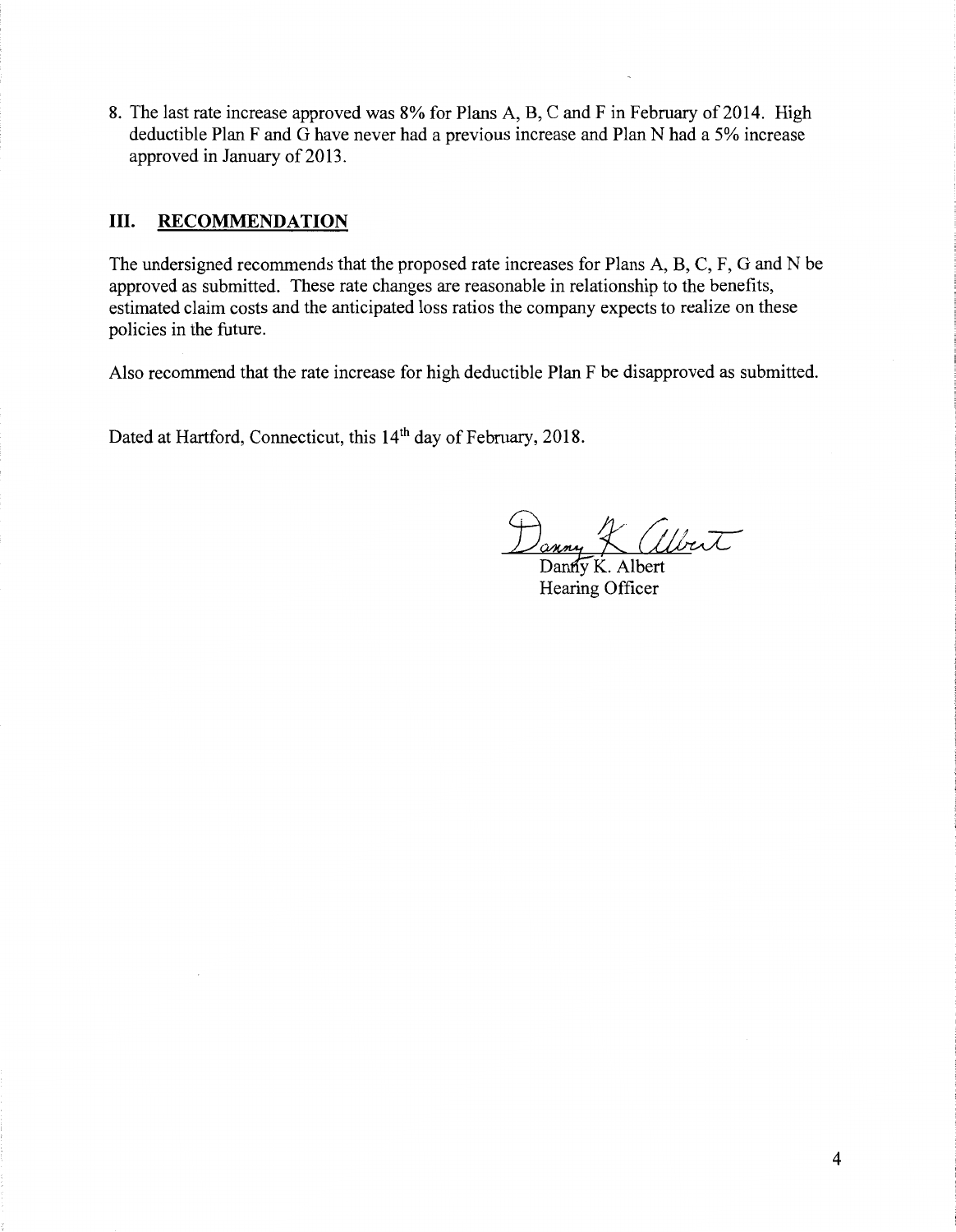8. The last rate increase approved was 8% for Plans A, B, C and F in February of 2014. High deductible Plan F and G have never had a previous increase and Plan N had a 5% increase approved in January of 2013.

## III. RECOMMENDATION

The undersigned recommends that the proposed rate increases for Plans A, B, C, F, G and N be approved as submitted. These rate changes are reasonable in relationship to the benefits, estimated claim costs and the anticipated loss ratios the company expects to realize on these policies in the future.

Also recommend that the rate increase for high deductible Plan F be disapproved as submitted.

Dated at Hartford, Connecticut, this 14th day of February, 2018.

Danny K. Albert
Hearing Officer